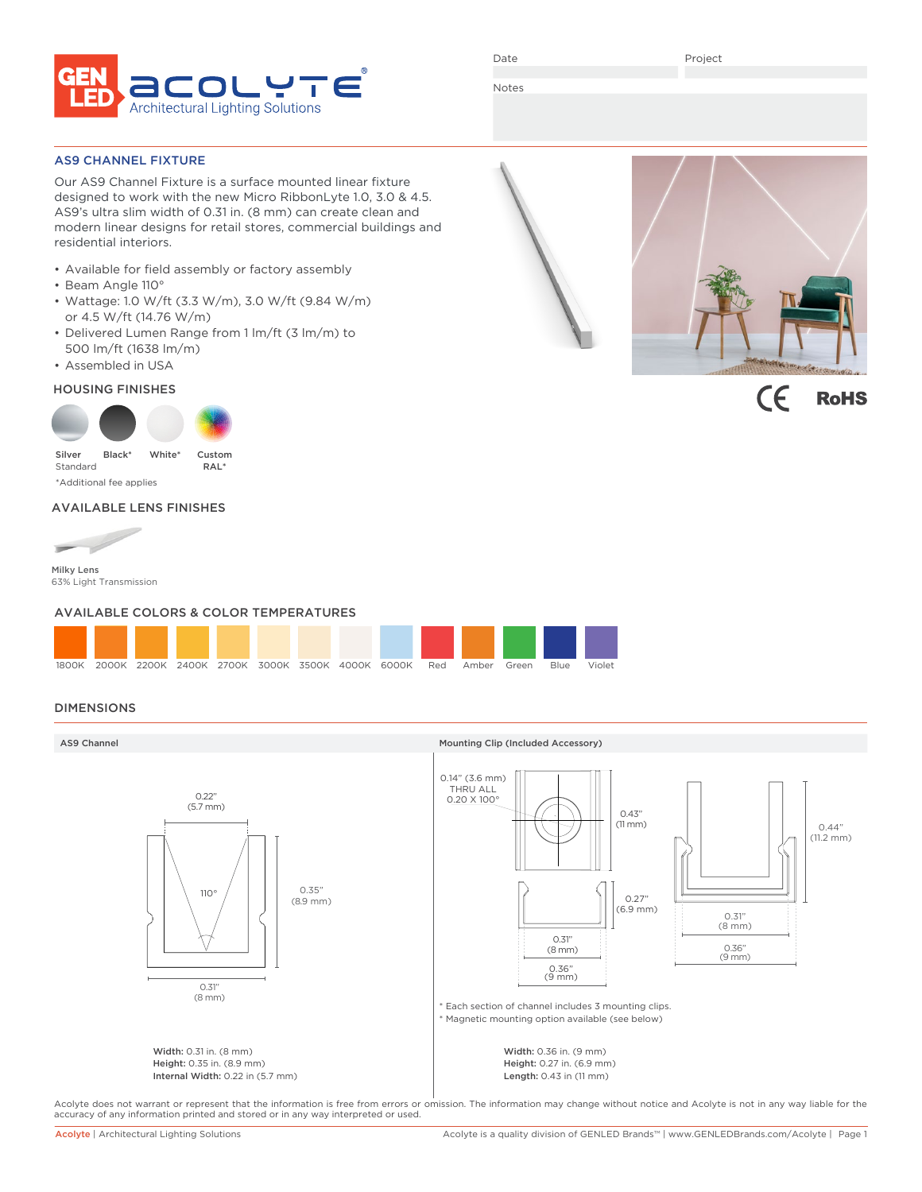Date

Project

Notes

## AS9 CHANNEL FIXTURE

Our AS9 Channel Fixture is a surface mounted linear fixture designed to work with the new Micro RibbonLyte 1.0, 3.0 & 4.5. AS9's ultra slim width of 0.31 in. (8 mm) can create clean and modern linear designs for retail stores, commercial buildings and residential interiors.

- Available for field assembly or factory assembly
- Beam Angle 110°
- Wattage: 1.0 W/ft (3.3 W/m), 3.0 W/ft (9.84 W/m) or 4.5 W/ft (14.76 W/m)
- Delivered Lumen Range from 1 lm/ft (3 lm/m) to 500 lm/ft (1638 lm/m)
- Assembled in USA

CE RoHS

### HOUSING FINISHES

Silver Standard | Black* | White* | Custom RAL*

*Additional fee applies

### AVAILABLE LENS FINISHES

**Milky Lens**
63% Light Transmission

### AVAILABLE COLORS & COLOR TEMPERATURES

1800K | 2000K | 2200K | 2400K | 2700K | 3000K | 3500K | 4000K | 6000K | Red | Amber | Green | Blue | Violet

### DIMENSIONS

**AS9 Channel**

0.22" (5.7 mm)
110°
0.35" (8.9 mm)
0.31" (8 mm)

**Width:** 0.31 in. (8 mm)
**Height:** 0.35 in. (8.9 mm)
**Internal Width:** 0.22 in (5.7 mm)

**Mounting Clip (Included Accessory)**

0.14" (3.6 mm) THRU ALL
0.20 X 100°
0.43" (11 mm)
0.27" (6.9 mm)
0.31" (8 mm)
0.36" (9 mm)
0.44" (11.2 mm)
0.31" (8 mm)
0.36" (9 mm)

* Each section of channel includes 3 mounting clips.
* Magnetic mounting option available (see below)

**Width:** 0.36 in. (9 mm)
**Height:** 0.27 in. (6.9 mm)
**Length:** 0.43 in (11 mm)

Acolyte does not warrant or represent that the information is free from errors or omission. The information may change without notice and Acolyte is not in any way liable for the accuracy of any information printed and stored or in any way interpreted or used.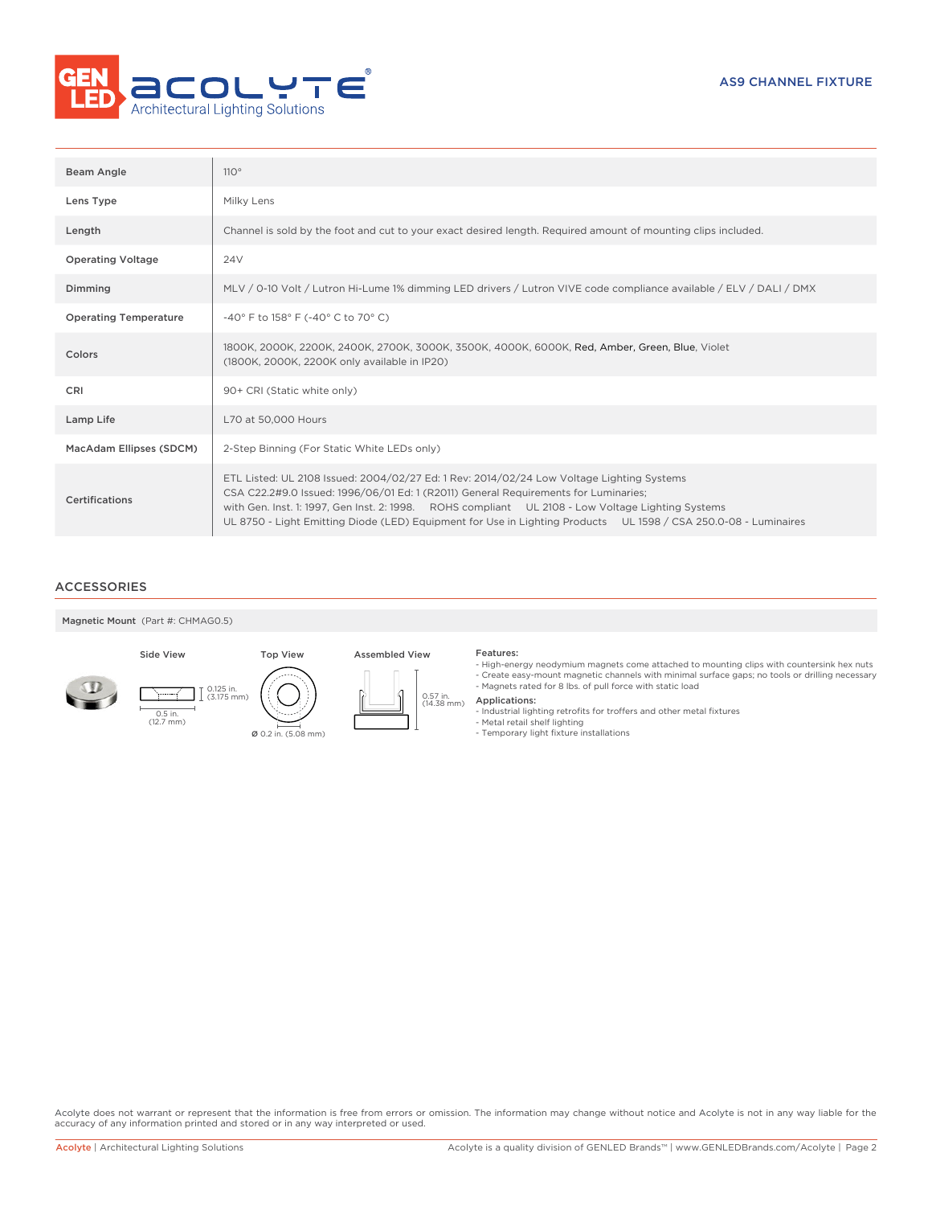AS9 CHANNEL FIXTURE

| | |
|---|---|
| Beam Angle | 110° |
| Lens Type | Milky Lens |
| Length | Channel is sold by the foot and cut to your exact desired length. Required amount of mounting clips included. |
| Operating Voltage | 24V |
| Dimming | MLV / 0-10 Volt / Lutron Hi-Lume 1% dimming LED drivers / Lutron VIVE code compliance available / ELV / DALI / DMX |
| Operating Temperature | -40° F to 158° F (-40° C to 70° C) |
| Colors | 1800K, 2000K, 2200K, 2400K, 2700K, 3000K, 3500K, 4000K, 6000K, Red, Amber, Green, Blue, Violet (1800K, 2000K, 2200K only available in IP20) |
| CRI | 90+ CRI (Static white only) |
| Lamp Life | L70 at 50,000 Hours |
| MacAdam Ellipses (SDCM) | 2-Step Binning (For Static White LEDs only) |
| Certifications | ETL Listed: UL 2108 Issued: 2004/02/27 Ed: 1 Rev: 2014/02/24 Low Voltage Lighting Systems<br>CSA C22.2#9.0 Issued: 1996/06/01 Ed: 1 (R2011) General Requirements for Luminaries;<br>with Gen. Inst. 1: 1997, Gen Inst. 2: 1998. ROHS compliant UL 2108 - Low Voltage Lighting Systems<br>UL 8750 - Light Emitting Diode (LED) Equipment for Use in Lighting Products UL 1598 / CSA 250.0-08 - Luminaires |

## ACCESSORIES

**Magnetic Mount** (Part #: CHMAG0.5)

Side View — 0.125 in. (3.175 mm); 0.5 in. (12.7 mm)

Top View — Ø 0.2 in. (5.08 mm)

Assembled View — 0.57 in. (14.38 mm)

**Features:**
- High-energy neodymium magnets come attached to mounting clips with countersink hex nuts
- Create easy-mount magnetic channels with minimal surface gaps; no tools or drilling necessary
- Magnets rated for 8 lbs. of pull force with static load

**Applications:**
- Industrial lighting retrofits for troffers and other metal fixtures
- Metal retail shelf lighting
- Temporary light fixture installations

Acolyte does not warrant or represent that the information is free from errors or omission. The information may change without notice and Acolyte is not in any way liable for the accuracy of any information printed and stored or in any way interpreted or used.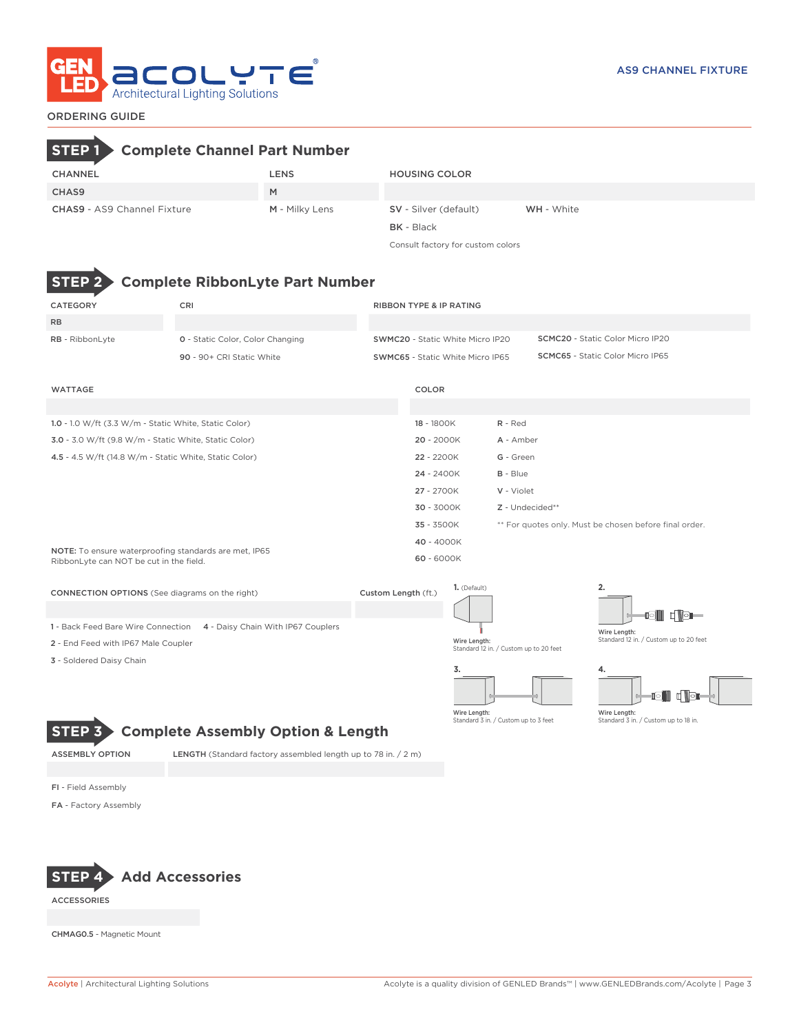# AS9 CHANNEL FIXTURE

ORDERING GUIDE

## STEP 1 Complete Channel Part Number

| CHANNEL | LENS | HOUSING COLOR | |
|---|---|---|---|
| CHAS9 | M | | |
| **CHAS9** - AS9 Channel Fixture | **M** - Milky Lens | **SV** - Silver (default) | **WH** - White |
| | | **BK** - Black | |
| | | Consult factory for custom colors | |

## STEP 2 Complete RibbonLyte Part Number

| CATEGORY | CRI | RIBBON TYPE & IP RATING | |
|---|---|---|---|
| RB | | | |
| **RB** - RibbonLyte | **0** - Static Color, Color Changing | **SWMC20** - Static White Micro IP20 | **SCMC20** - Static Color Micro IP20 |
| | **90** - 90+ CRI Static White | **SWMC65** - Static White Micro IP65 | **SCMC65** - Static Color Micro IP65 |

| WATTAGE | COLOR | |
|---|---|---|
| **1.0** - 1.0 W/ft (3.3 W/m - Static White, Static Color) | **18** - 1800K | **R** - Red |
| **3.0** - 3.0 W/ft (9.8 W/m - Static White, Static Color) | **20** - 2000K | **A** - Amber |
| **4.5** - 4.5 W/ft (14.8 W/m - Static White, Static Color) | **22** - 2200K | **G** - Green |
| | **24** - 2400K | **B** - Blue |
| | **27** - 2700K | **V** - Violet |
| | **30** - 3000K | **Z** - Undecided** |
| | **35** - 3500K | ** For quotes only. Must be chosen before final order. |
| | **40** - 4000K | |
| | **60** - 6000K | |

**NOTE:** To ensure waterproofing standards are met, IP65 RibbonLyte can NOT be cut in the field.

| CONNECTION OPTIONS (See diagrams on the right) | | Custom Length (ft.) |
|---|---|---|
| 1 - Back Feed Bare Wire Connection | 4 - Daisy Chain With IP67 Couplers | |
| 2 - End Feed with IP67 Male Coupler | | |
| 3 - Soldered Daisy Chain | | |

1. (Default) Wire Length: Standard 12 in. / Custom up to 20 feet

2. Wire Length: Standard 12 in. / Custom up to 20 feet

3. Wire Length: Standard 3 in. / Custom up to 3 feet

4. Wire Length: Standard 3 in. / Custom up to 18 in.

## STEP 3 Complete Assembly Option & Length

| ASSEMBLY OPTION | LENGTH (Standard factory assembled length up to 78 in. / 2 m) |
|---|---|
| **FI** - Field Assembly | |
| **FA** - Factory Assembly | |

## STEP 4 Add Accessories

ACCESSORIES

**CHMAG0.5** - Magnetic Mount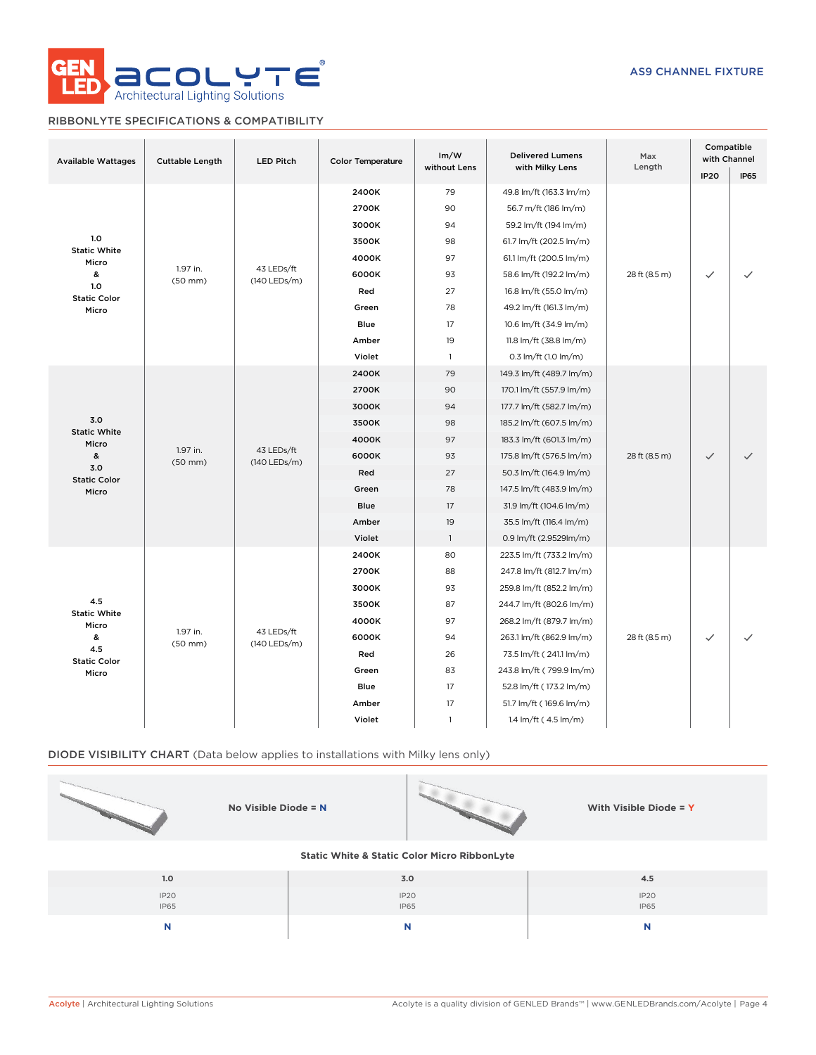# AS9 CHANNEL FIXTURE

## RIBBONLYTE SPECIFICATIONS & COMPATIBILITY

| Available Wattages | Cuttable Length | LED Pitch | Color Temperature | lm/W without Lens | Delivered Lumens with Milky Lens | Max Length | Compatible with Channel | |
|---|---|---|---|---|---|---|---|---|
| | | | | | | | IP20 | IP65 |
| 1.0 Static White Micro & 1.0 Static Color Micro | 1.97 in. (50 mm) | 43 LEDs/ft (140 LEDs/m) | 2400K | 79 | 49.8 lm/ft (163.3 lm/m) | 28 ft (8.5 m) | ✓ | ✓ |
| | | | 2700K | 90 | 56.7 m/ft (186 lm/m) | | | |
| | | | 3000K | 94 | 59.2 lm/ft (194 lm/m) | | | |
| | | | 3500K | 98 | 61.7 lm/ft (202.5 lm/m) | | | |
| | | | 4000K | 97 | 61.1 lm/ft (200.5 lm/m) | | | |
| | | | 6000K | 93 | 58.6 lm/ft (192.2 lm/m) | | | |
| | | | Red | 27 | 16.8 lm/ft (55.0 lm/m) | | | |
| | | | Green | 78 | 49.2 lm/ft (161.3 lm/m) | | | |
| | | | Blue | 17 | 10.6 lm/ft (34.9 lm/m) | | | |
| | | | Amber | 19 | 11.8 lm/ft (38.8 lm/m) | | | |
| | | | Violet | 1 | 0.3 lm/ft (1.0 lm/m) | | | |
| 3.0 Static White Micro & 3.0 Static Color Micro | 1.97 in. (50 mm) | 43 LEDs/ft (140 LEDs/m) | 2400K | 79 | 149.3 lm/ft (489.7 lm/m) | 28 ft (8.5 m) | ✓ | ✓ |
| | | | 2700K | 90 | 170.1 lm/ft (557.9 lm/m) | | | |
| | | | 3000K | 94 | 177.7 lm/ft (582.7 lm/m) | | | |
| | | | 3500K | 98 | 185.2 lm/ft (607.5 lm/m) | | | |
| | | | 4000K | 97 | 183.3 lm/ft (601.3 lm/m) | | | |
| | | | 6000K | 93 | 175.8 lm/ft (576.5 lm/m) | | | |
| | | | Red | 27 | 50.3 lm/ft (164.9 lm/m) | | | |
| | | | Green | 78 | 147.5 lm/ft (483.9 lm/m) | | | |
| | | | Blue | 17 | 31.9 lm/ft (104.6 lm/m) | | | |
| | | | Amber | 19 | 35.5 lm/ft (116.4 lm/m) | | | |
| | | | Violet | 1 | 0.9 lm/ft (2.9529lm/m) | | | |
| 4.5 Static White Micro & 4.5 Static Color Micro | 1.97 in. (50 mm) | 43 LEDs/ft (140 LEDs/m) | 2400K | 80 | 223.5 lm/ft (733.2 lm/m) | 28 ft (8.5 m) | ✓ | ✓ |
| | | | 2700K | 88 | 247.8 lm/ft (812.7 lm/m) | | | |
| | | | 3000K | 93 | 259.8 lm/ft (852.2 lm/m) | | | |
| | | | 3500K | 87 | 244.7 lm/ft (802.6 lm/m) | | | |
| | | | 4000K | 97 | 268.2 lm/ft (879.7 lm/m) | | | |
| | | | 6000K | 94 | 263.1 lm/ft (862.9 lm/m) | | | |
| | | | Red | 26 | 73.5 lm/ft ( 241.1 lm/m) | | | |
| | | | Green | 83 | 243.8 lm/ft ( 799.9 lm/m) | | | |
| | | | Blue | 17 | 52.8 lm/ft ( 173.2 lm/m) | | | |
| | | | Amber | 17 | 51.7 lm/ft ( 169.6 lm/m) | | | |
| | | | Violet | 1 | 1.4 lm/ft ( 4.5 lm/m) | | | |

## DIODE VISIBILITY CHART (Data below applies to installations with Milky lens only)

**No Visible Diode = N** | **With Visible Diode = Y**

**Static White & Static Color Micro RibbonLyte**

| 1.0 | 3.0 | 4.5 |
|---|---|---|
| IP20 IP65 | IP20 IP65 | IP20 IP65 |
| N | N | N |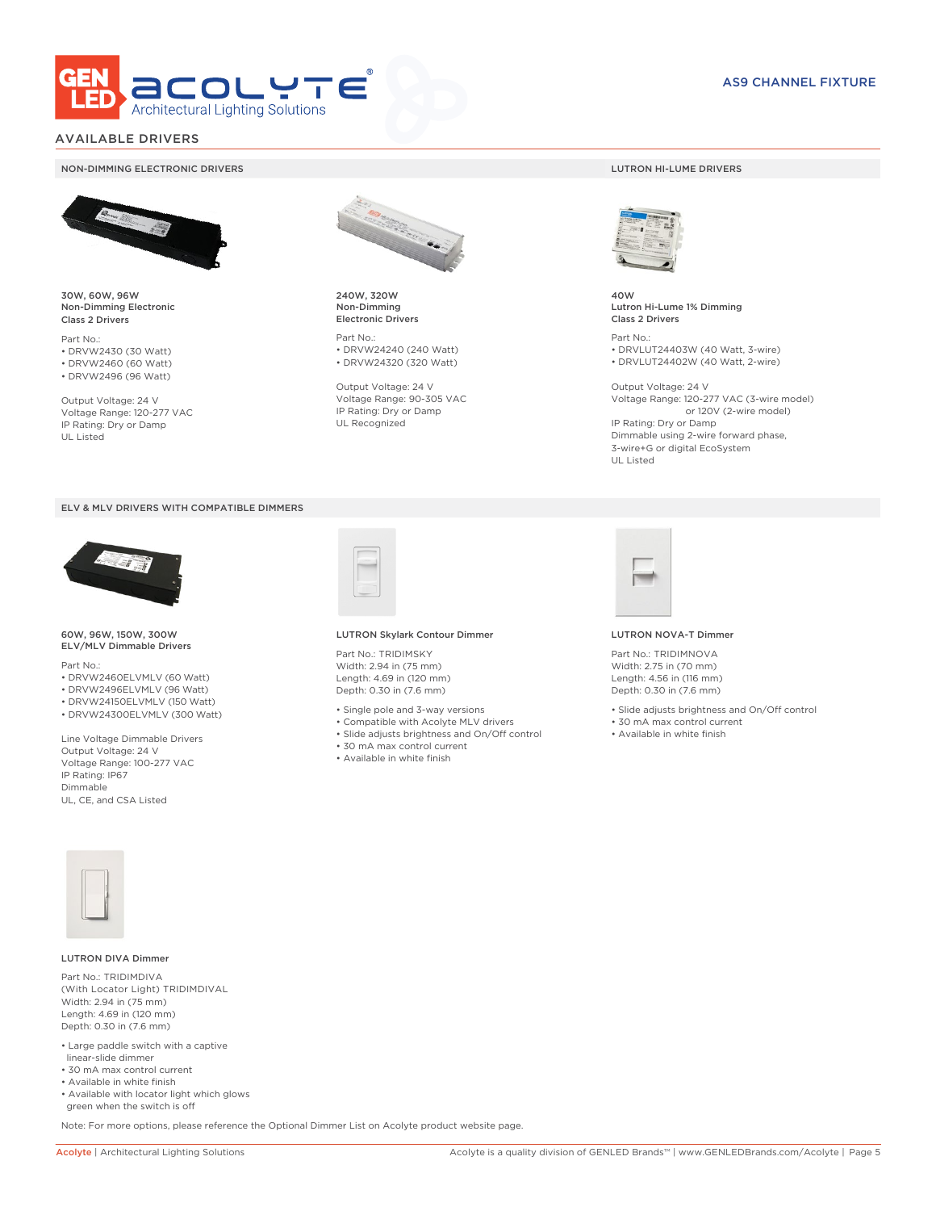## AVAILABLE DRIVERS

### NON-DIMMING ELECTRONIC DRIVERS

**30W, 60W, 96W**
**Non-Dimming Electronic**
**Class 2 Drivers**

Part No.:
- DRVW2430 (30 Watt)
- DRVW2460 (60 Watt)
- DRVW2496 (96 Watt)

Output Voltage: 24 V
Voltage Range: 120-277 VAC
IP Rating: Dry or Damp
UL Listed

**240W, 320W**
**Non-Dimming**
**Electronic Drivers**

Part No.:
- DRVW24240 (240 Watt)
- DRVW24320 (320 Watt)

Output Voltage: 24 V
Voltage Range: 90-305 VAC
IP Rating: Dry or Damp
UL Recognized

### LUTRON HI-LUME DRIVERS

**40W**
**Lutron Hi-Lume 1% Dimming**
**Class 2 Drivers**

Part No.:
- DRVLUT24403W (40 Watt, 3-wire)
- DRVLUT24402W (40 Watt, 2-wire)

Output Voltage: 24 V
Voltage Range: 120-277 VAC (3-wire model)
or 120V (2-wire model)
IP Rating: Dry or Damp
Dimmable using 2-wire forward phase, 3-wire+G or digital EcoSystem
UL Listed

### ELV & MLV DRIVERS WITH COMPATIBLE DIMMERS

**60W, 96W, 150W, 300W**
**ELV/MLV Dimmable Drivers**

Part No.:
- DRVW2460ELVMLV (60 Watt)
- DRVW2496ELVMLV (96 Watt)
- DRVW24150ELVMLV (150 Watt)
- DRVW24300ELVMLV (300 Watt)

Line Voltage Dimmable Drivers
Output Voltage: 24 V
Voltage Range: 100-277 VAC
IP Rating: IP67
Dimmable
UL, CE, and CSA Listed

**LUTRON Skylark Contour Dimmer**

Part No.: TRIDIMSKY
Width: 2.94 in (75 mm)
Length: 4.69 in (120 mm)
Depth: 0.30 in (7.6 mm)

- Single pole and 3-way versions
- Compatible with Acolyte MLV drivers
- Slide adjusts brightness and On/Off control
- 30 mA max control current
- Available in white finish

**LUTRON NOVA-T Dimmer**

Part No.: TRIDIMNOVA
Width: 2.75 in (70 mm)
Length: 4.56 in (116 mm)
Depth: 0.30 in (7.6 mm)

- Slide adjusts brightness and On/Off control
- 30 mA max control current
- Available in white finish

**LUTRON DIVA Dimmer**

Part No.: TRIDIMDIVA
(With Locator Light) TRIDIMDIVAL
Width: 2.94 in (75 mm)
Length: 4.69 in (120 mm)
Depth: 0.30 in (7.6 mm)

- Large paddle switch with a captive linear-slide dimmer
- 30 mA max control current
- Available in white finish
- Available with locator light which glows green when the switch is off

Note: For more options, please reference the Optional Dimmer List on Acolyte product website page.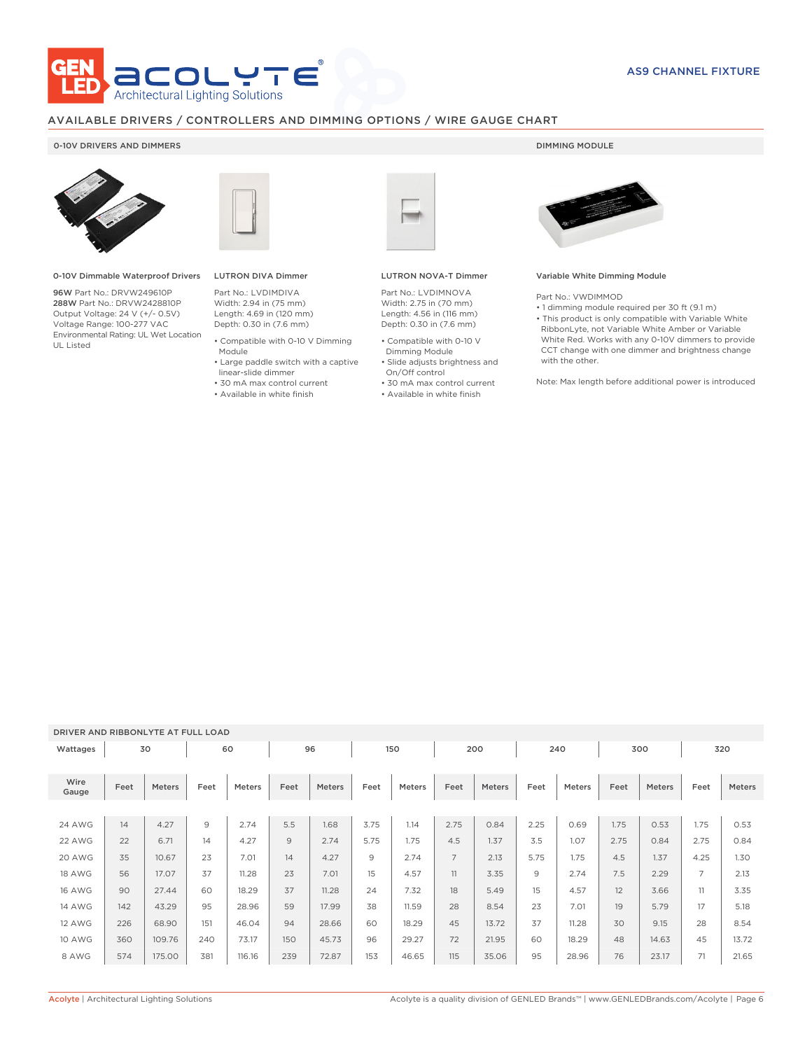AS9 CHANNEL FIXTURE

## AVAILABLE DRIVERS / CONTROLLERS AND DIMMING OPTIONS / WIRE GAUGE CHART

### 0-10V DRIVERS AND DIMMERS

**0-10V Dimmable Waterproof Drivers**

**96W** Part No.: DRVW249610P
**288W** Part No.: DRVW2428810P
Output Voltage: 24 V (+/- 0.5V)
Voltage Range: 100-277 VAC
Environmental Rating: UL Wet Location
UL Listed

**LUTRON DIVA Dimmer**

Part No.: LVDIMDIVA
Width: 2.94 in (75 mm)
Length: 4.69 in (120 mm)
Depth: 0.30 in (7.6 mm)

- Compatible with 0-10 V Dimming Module
- Large paddle switch with a captive linear-slide dimmer
- 30 mA max control current
- Available in white finish

**LUTRON NOVA-T Dimmer**

Part No.: LVDIMNOVA
Width: 2.75 in (70 mm)
Length: 4.56 in (116 mm)
Depth: 0.30 in (7.6 mm)

- Compatible with 0-10 V Dimming Module
- Slide adjusts brightness and On/Off control
- 30 mA max control current
- Available in white finish

### DIMMING MODULE

**Variable White Dimming Module**

Part No.: VWDIMMOD

- 1 dimming module required per 30 ft (9.1 m)
- This product is only compatible with Variable White RibbonLyte, not Variable White Amber or Variable White Red. Works with any 0-10V dimmers to provide CCT change with one dimmer and brightness change with the other.

Note: Max length before additional power is introduced

### DRIVER AND RIBBONLYTE AT FULL LOAD

| Wattages | 30 | | 60 | | 96 | | 150 | | 200 | | 240 | | 300 | | 320 | |
|---|---|---|---|---|---|---|---|---|---|---|---|---|---|---|---|---|
| Wire Gauge | Feet | Meters | Feet | Meters | Feet | Meters | Feet | Meters | Feet | Meters | Feet | Meters | Feet | Meters | Feet | Meters |
| 24 AWG | 14 | 4.27 | 9 | 2.74 | 5.5 | 1.68 | 3.75 | 1.14 | 2.75 | 0.84 | 2.25 | 0.69 | 1.75 | 0.53 | 1.75 | 0.53 |
| 22 AWG | 22 | 6.71 | 14 | 4.27 | 9 | 2.74 | 5.75 | 1.75 | 4.5 | 1.37 | 3.5 | 1.07 | 2.75 | 0.84 | 2.75 | 0.84 |
| 20 AWG | 35 | 10.67 | 23 | 7.01 | 14 | 4.27 | 9 | 2.74 | 7 | 2.13 | 5.75 | 1.75 | 4.5 | 1.37 | 4.25 | 1.30 |
| 18 AWG | 56 | 17.07 | 37 | 11.28 | 23 | 7.01 | 15 | 4.57 | 11 | 3.35 | 9 | 2.74 | 7.5 | 2.29 | 7 | 2.13 |
| 16 AWG | 90 | 27.44 | 60 | 18.29 | 37 | 11.28 | 24 | 7.32 | 18 | 5.49 | 15 | 4.57 | 12 | 3.66 | 11 | 3.35 |
| 14 AWG | 142 | 43.29 | 95 | 28.96 | 59 | 17.99 | 38 | 11.59 | 28 | 8.54 | 23 | 7.01 | 19 | 5.79 | 17 | 5.18 |
| 12 AWG | 226 | 68.90 | 151 | 46.04 | 94 | 28.66 | 60 | 18.29 | 45 | 13.72 | 37 | 11.28 | 30 | 9.15 | 28 | 8.54 |
| 10 AWG | 360 | 109.76 | 240 | 73.17 | 150 | 45.73 | 96 | 29.27 | 72 | 21.95 | 60 | 18.29 | 48 | 14.63 | 45 | 13.72 |
| 8 AWG | 574 | 175.00 | 381 | 116.16 | 239 | 72.87 | 153 | 46.65 | 115 | 35.06 | 95 | 28.96 | 76 | 23.17 | 71 | 21.65 |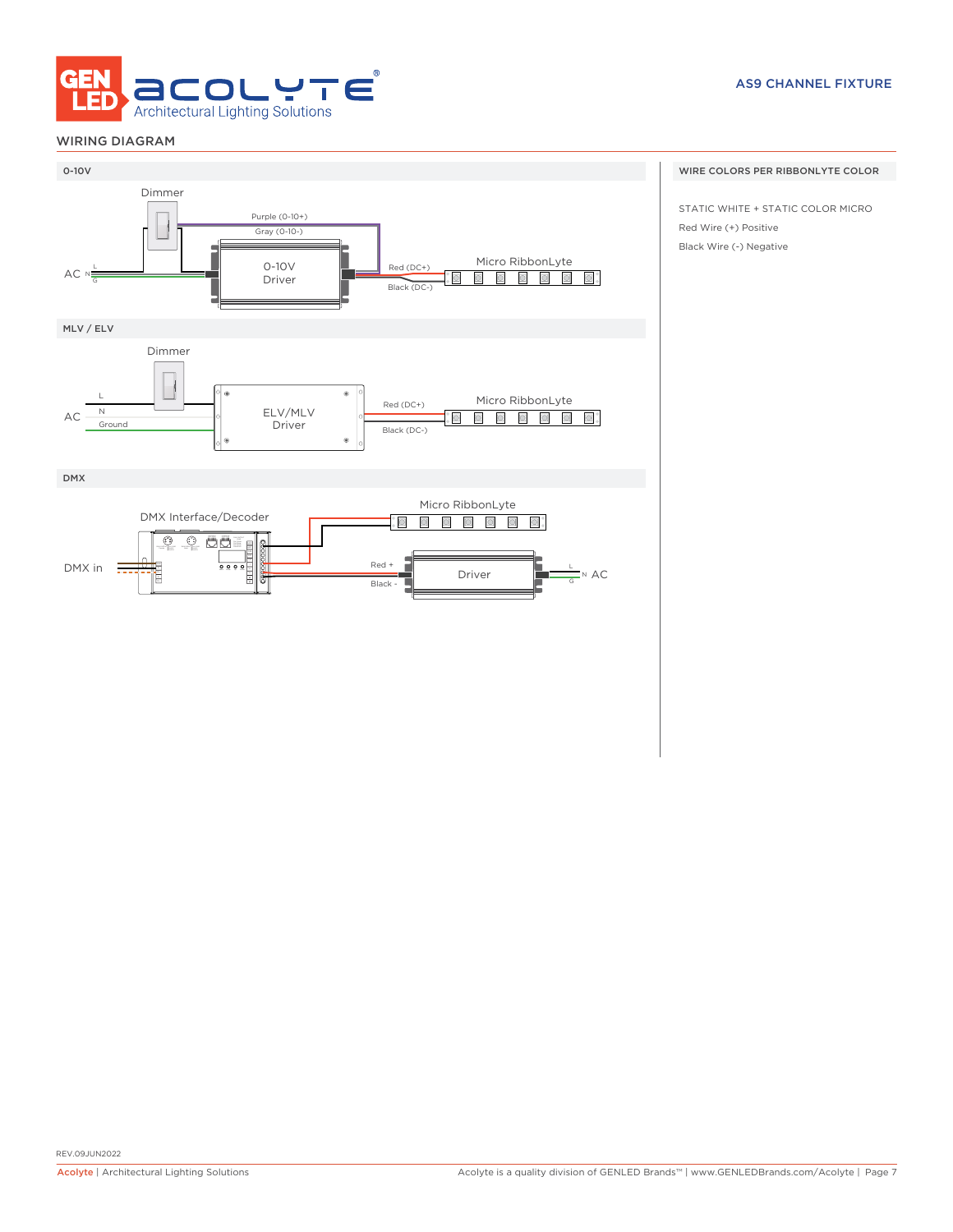AS9 CHANNEL FIXTURE

## WIRING DIAGRAM

### 0-10V

Dimmer

Purple (0-10+)

Gray (0-10-)

AC

L

N

G

0-10V Driver

Red (DC+)

Black (DC-)

Micro RibbonLyte

### MLV / ELV

Dimmer

AC

L

N

Ground

ELV/MLV Driver

Red (DC+)

Black (DC-)

Micro RibbonLyte

### DMX

Micro RibbonLyte

DMX Interface/Decoder

DMX in

Red +

Black -

Driver

L

N

G

AC

### WIRE COLORS PER RIBBONLYTE COLOR

STATIC WHITE + STATIC COLOR MICRO

Red Wire (+) Positive

Black Wire (-) Negative

REV.09JUN2022